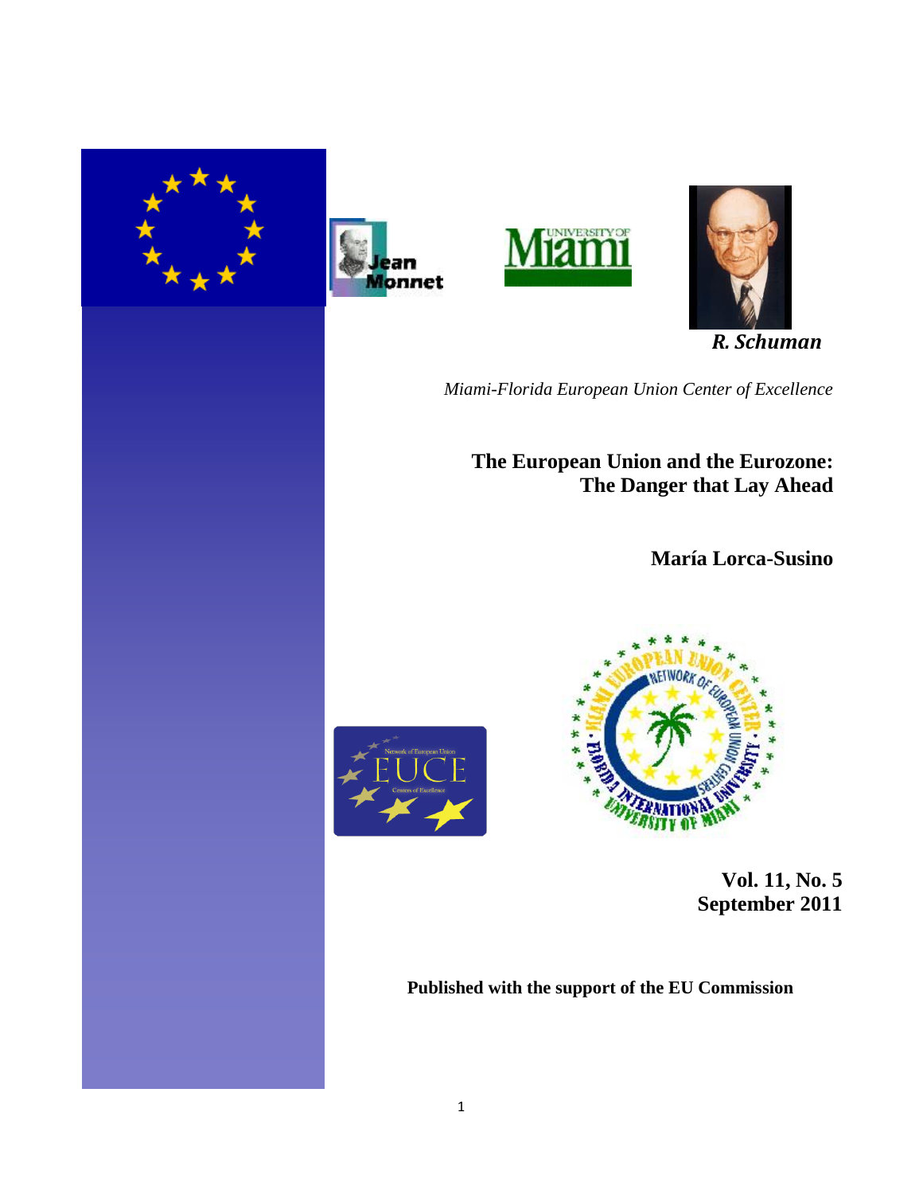*R. Schuman*

*Miami-Florida European Union Center of Excellence*

# The European Union and the Eurozone: The Danger that Lay Ahead

**María Lorca-Susino**

**Vol. 11, No. 5**
**September 2011**

**Published with the support of the EU Commission**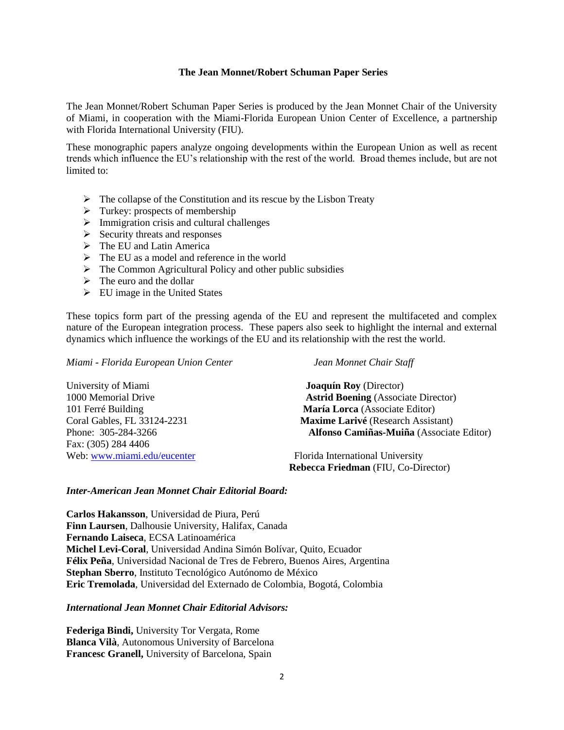## The Jean Monnet/Robert Schuman Paper Series

The Jean Monnet/Robert Schuman Paper Series is produced by the Jean Monnet Chair of the University of Miami, in cooperation with the Miami-Florida European Union Center of Excellence, a partnership with Florida International University (FIU).

These monographic papers analyze ongoing developments within the European Union as well as recent trends which influence the EU's relationship with the rest of the world. Broad themes include, but are not limited to:

- The collapse of the Constitution and its rescue by the Lisbon Treaty
- Turkey: prospects of membership
- Immigration crisis and cultural challenges
- Security threats and responses
- The EU and Latin America
- The EU as a model and reference in the world
- The Common Agricultural Policy and other public subsidies
- The euro and the dollar
- EU image in the United States

These topics form part of the pressing agenda of the EU and represent the multifaceted and complex nature of the European integration process. These papers also seek to highlight the internal and external dynamics which influence the workings of the EU and its relationship with the rest the world.

*Miami - Florida European Union Center*

University of Miami
1000 Memorial Drive
101 Ferré Building
Coral Gables, FL 33124-2231
Phone: 305-284-3266
Fax: (305) 284 4406
Web: www.miami.edu/eucenter

*Jean Monnet Chair Staff*

**Joaquín Roy** (Director)
**Astrid Boening** (Associate Director)
**María Lorca** (Associate Editor)
**Maxime Larivé** (Research Assistant)
**Alfonso Camiñas-Muiña** (Associate Editor)

Florida International University
**Rebecca Friedman** (FIU, Co-Director)

***Inter-American Jean Monnet Chair Editorial Board:***

**Carlos Hakansson**, Universidad de Piura, Perú
**Finn Laursen**, Dalhousie University, Halifax, Canada
**Fernando Laiseca**, ECSA Latinoamérica
**Michel Levi-Coral**, Universidad Andina Simón Bolívar, Quito, Ecuador
**Félix Peña**, Universidad Nacional de Tres de Febrero, Buenos Aires, Argentina
**Stephan Sberro**, Instituto Tecnológico Autónomo de México
**Eric Tremolada**, Universidad del Externado de Colombia, Bogotá, Colombia

***International Jean Monnet Chair Editorial Advisors:***

**Federiga Bindi,** University Tor Vergata, Rome
**Blanca Vilà**, Autonomous University of Barcelona
**Francesc Granell,** University of Barcelona, Spain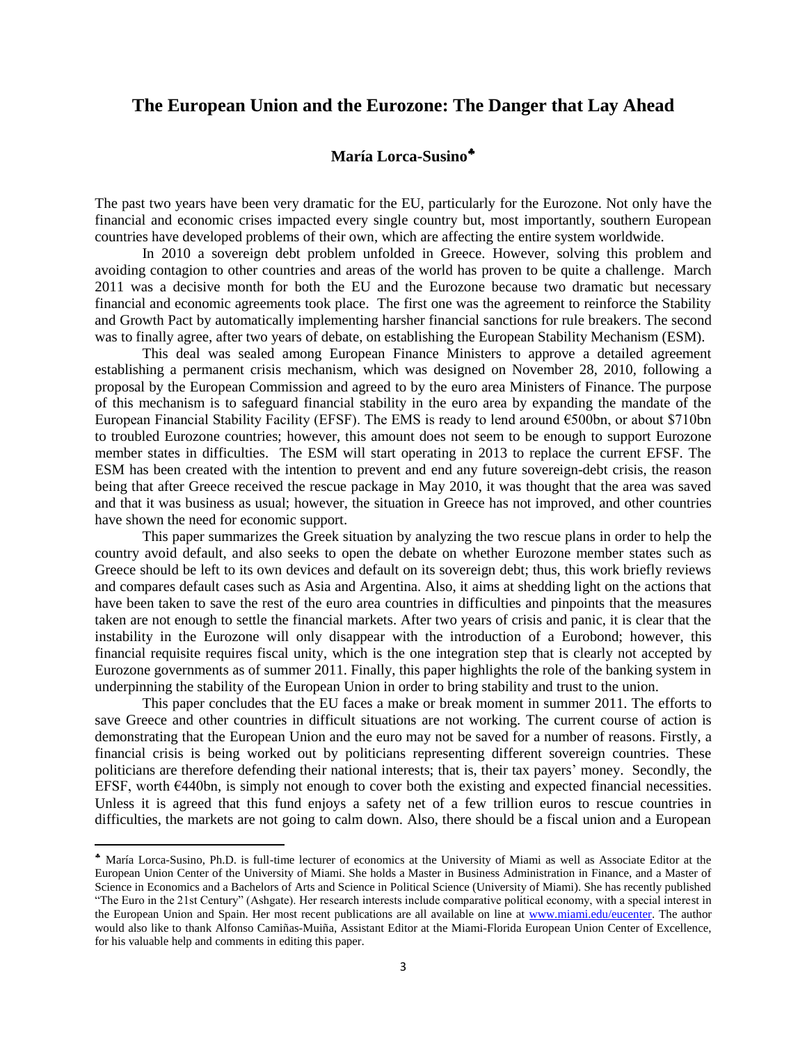# The European Union and the Eurozone: The Danger that Lay Ahead

**María Lorca-Susino**♣

The past two years have been very dramatic for the EU, particularly for the Eurozone. Not only have the financial and economic crises impacted every single country but, most importantly, southern European countries have developed problems of their own, which are affecting the entire system worldwide.

In 2010 a sovereign debt problem unfolded in Greece. However, solving this problem and avoiding contagion to other countries and areas of the world has proven to be quite a challenge. March 2011 was a decisive month for both the EU and the Eurozone because two dramatic but necessary financial and economic agreements took place. The first one was the agreement to reinforce the Stability and Growth Pact by automatically implementing harsher financial sanctions for rule breakers. The second was to finally agree, after two years of debate, on establishing the European Stability Mechanism (ESM).

This deal was sealed among European Finance Ministers to approve a detailed agreement establishing a permanent crisis mechanism, which was designed on November 28, 2010, following a proposal by the European Commission and agreed to by the euro area Ministers of Finance. The purpose of this mechanism is to safeguard financial stability in the euro area by expanding the mandate of the European Financial Stability Facility (EFSF). The EMS is ready to lend around €500bn, or about $710bn to troubled Eurozone countries; however, this amount does not seem to be enough to support Eurozone member states in difficulties. The ESM will start operating in 2013 to replace the current EFSF. The ESM has been created with the intention to prevent and end any future sovereign-debt crisis, the reason being that after Greece received the rescue package in May 2010, it was thought that the area was saved and that it was business as usual; however, the situation in Greece has not improved, and other countries have shown the need for economic support.

This paper summarizes the Greek situation by analyzing the two rescue plans in order to help the country avoid default, and also seeks to open the debate on whether Eurozone member states such as Greece should be left to its own devices and default on its sovereign debt; thus, this work briefly reviews and compares default cases such as Asia and Argentina. Also, it aims at shedding light on the actions that have been taken to save the rest of the euro area countries in difficulties and pinpoints that the measures taken are not enough to settle the financial markets. After two years of crisis and panic, it is clear that the instability in the Eurozone will only disappear with the introduction of a Eurobond; however, this financial requisite requires fiscal unity, which is the one integration step that is clearly not accepted by Eurozone governments as of summer 2011. Finally, this paper highlights the role of the banking system in underpinning the stability of the European Union in order to bring stability and trust to the union.

This paper concludes that the EU faces a make or break moment in summer 2011. The efforts to save Greece and other countries in difficult situations are not working. The current course of action is demonstrating that the European Union and the euro may not be saved for a number of reasons. Firstly, a financial crisis is being worked out by politicians representing different sovereign countries. These politicians are therefore defending their national interests; that is, their tax payers' money. Secondly, the EFSF, worth €440bn, is simply not enough to cover both the existing and expected financial necessities. Unless it is agreed that this fund enjoys a safety net of a few trillion euros to rescue countries in difficulties, the markets are not going to calm down. Also, there should be a fiscal union and a European

---

♣ María Lorca-Susino, Ph.D. is full-time lecturer of economics at the University of Miami as well as Associate Editor at the European Union Center of the University of Miami. She holds a Master in Business Administration in Finance, and a Master of Science in Economics and a Bachelors of Arts and Science in Political Science (University of Miami). She has recently published "The Euro in the 21st Century" (Ashgate). Her research interests include comparative political economy, with a special interest in the European Union and Spain. Her most recent publications are all available on line at www.miami.edu/eucenter. The author would also like to thank Alfonso Camiñas-Muiña, Assistant Editor at the Miami-Florida European Union Center of Excellence, for his valuable help and comments in editing this paper.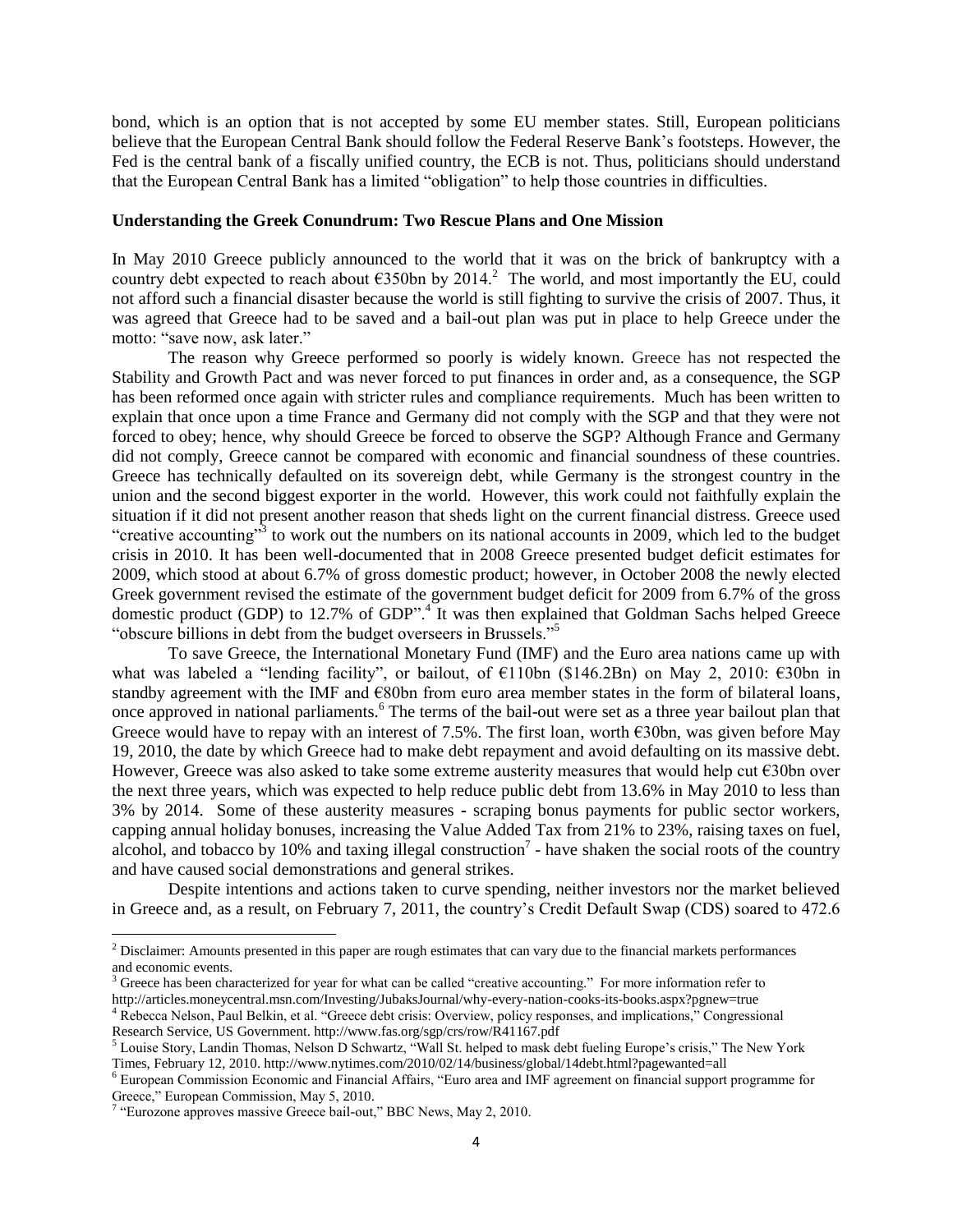bond, which is an option that is not accepted by some EU member states. Still, European politicians believe that the European Central Bank should follow the Federal Reserve Bank's footsteps. However, the Fed is the central bank of a fiscally unified country, the ECB is not. Thus, politicians should understand that the European Central Bank has a limited "obligation" to help those countries in difficulties.

**Understanding the Greek Conundrum: Two Rescue Plans and One Mission**

In May 2010 Greece publicly announced to the world that it was on the brick of bankruptcy with a country debt expected to reach about €350bn by 2014.[2] The world, and most importantly the EU, could not afford such a financial disaster because the world is still fighting to survive the crisis of 2007. Thus, it was agreed that Greece had to be saved and a bail-out plan was put in place to help Greece under the motto: "save now, ask later."

The reason why Greece performed so poorly is widely known. Greece has not respected the Stability and Growth Pact and was never forced to put finances in order and, as a consequence, the SGP has been reformed once again with stricter rules and compliance requirements. Much has been written to explain that once upon a time France and Germany did not comply with the SGP and that they were not forced to obey; hence, why should Greece be forced to observe the SGP? Although France and Germany did not comply, Greece cannot be compared with economic and financial soundness of these countries. Greece has technically defaulted on its sovereign debt, while Germany is the strongest country in the union and the second biggest exporter in the world. However, this work could not faithfully explain the situation if it did not present another reason that sheds light on the current financial distress. Greece used "creative accounting"[3] to work out the numbers on its national accounts in 2009, which led to the budget crisis in 2010. It has been well-documented that in 2008 Greece presented budget deficit estimates for 2009, which stood at about 6.7% of gross domestic product; however, in October 2008 the newly elected Greek government revised the estimate of the government budget deficit for 2009 from 6.7% of the gross domestic product (GDP) to 12.7% of GDP".[4] It was then explained that Goldman Sachs helped Greece "obscure billions in debt from the budget overseers in Brussels."[5]

To save Greece, the International Monetary Fund (IMF) and the Euro area nations came up with what was labeled a "lending facility", or bailout, of €110bn ($146.2Bn) on May 2, 2010: €30bn in standby agreement with the IMF and €80bn from euro area member states in the form of bilateral loans, once approved in national parliaments.[6] The terms of the bail-out were set as a three year bailout plan that Greece would have to repay with an interest of 7.5%. The first loan, worth €30bn, was given before May 19, 2010, the date by which Greece had to make debt repayment and avoid defaulting on its massive debt. However, Greece was also asked to take some extreme austerity measures that would help cut €30bn over the next three years, which was expected to help reduce public debt from 13.6% in May 2010 to less than 3% by 2014. Some of these austerity measures - scraping bonus payments for public sector workers, capping annual holiday bonuses, increasing the Value Added Tax from 21% to 23%, raising taxes on fuel, alcohol, and tobacco by 10% and taxing illegal construction[7] - have shaken the social roots of the country and have caused social demonstrations and general strikes.

Despite intentions and actions taken to curve spending, neither investors nor the market believed in Greece and, as a result, on February 7, 2011, the country's Credit Default Swap (CDS) soared to 472.6

---

[2] Disclaimer: Amounts presented in this paper are rough estimates that can vary due to the financial markets performances and economic events.

[3] Greece has been characterized for year for what can be called "creative accounting." For more information refer to http://articles.moneycentral.msn.com/Investing/JubaksJournal/why-every-nation-cooks-its-books.aspx?pgnew=true

[4] Rebecca Nelson, Paul Belkin, et al. "Greece debt crisis: Overview, policy responses, and implications," Congressional Research Service, US Government. http://www.fas.org/sgp/crs/row/R41167.pdf

[5] Louise Story, Landin Thomas, Nelson D Schwartz, "Wall St. helped to mask debt fueling Europe's crisis," The New York Times, February 12, 2010. http://www.nytimes.com/2010/02/14/business/global/14debt.html?pagewanted=all

[6] European Commission Economic and Financial Affairs, "Euro area and IMF agreement on financial support programme for Greece," European Commission, May 5, 2010.

[7] "Eurozone approves massive Greece bail-out," BBC News, May 2, 2010.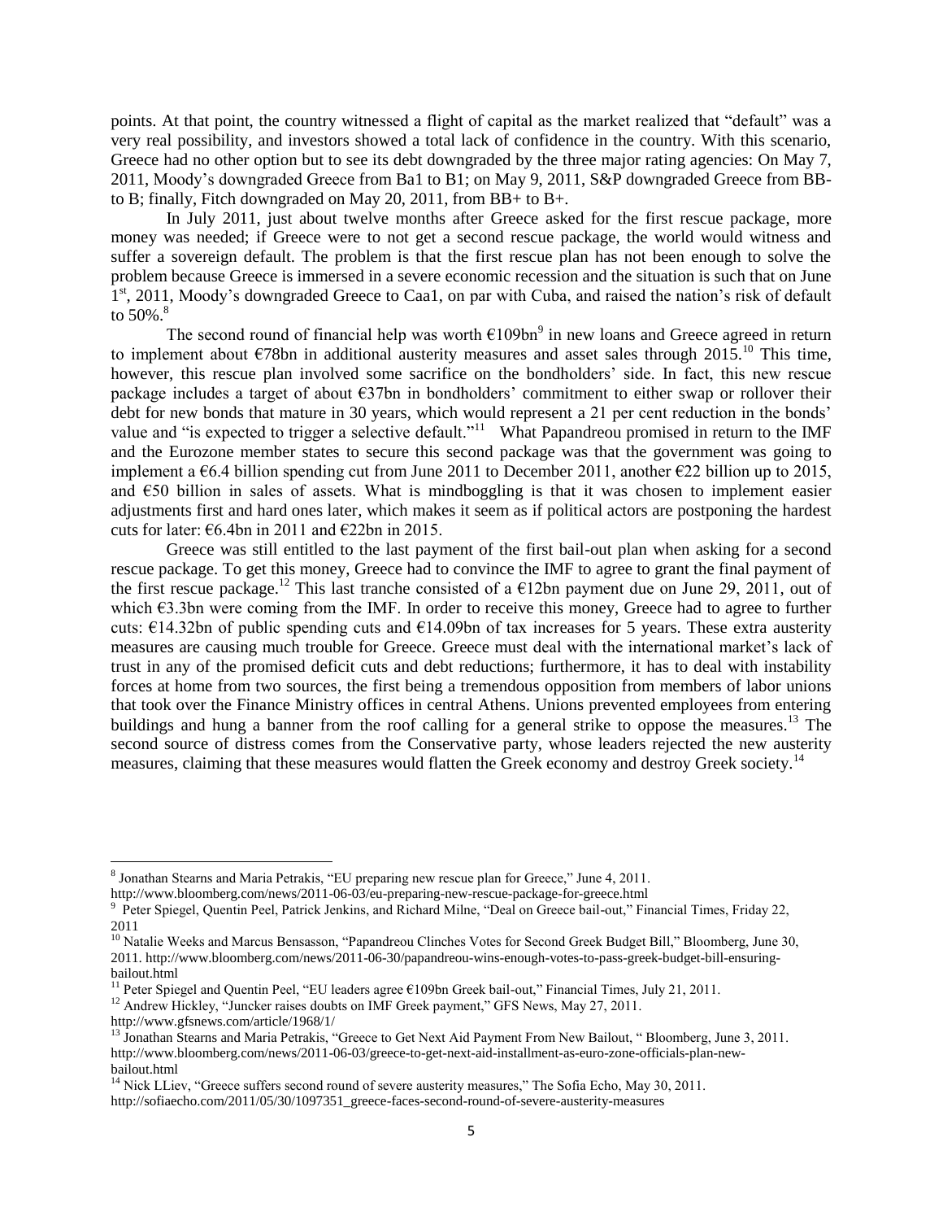points. At that point, the country witnessed a flight of capital as the market realized that "default" was a very real possibility, and investors showed a total lack of confidence in the country. With this scenario, Greece had no other option but to see its debt downgraded by the three major rating agencies: On May 7, 2011, Moody's downgraded Greece from Ba1 to B1; on May 9, 2011, S&P downgraded Greece from BB- to B; finally, Fitch downgraded on May 20, 2011, from BB+ to B+.

In July 2011, just about twelve months after Greece asked for the first rescue package, more money was needed; if Greece were to not get a second rescue package, the world would witness and suffer a sovereign default. The problem is that the first rescue plan has not been enough to solve the problem because Greece is immersed in a severe economic recession and the situation is such that on June 1st, 2011, Moody's downgraded Greece to Caa1, on par with Cuba, and raised the nation's risk of default to 50%.[8]

The second round of financial help was worth €109bn[9] in new loans and Greece agreed in return to implement about €78bn in additional austerity measures and asset sales through 2015.[10] This time, however, this rescue plan involved some sacrifice on the bondholders' side. In fact, this new rescue package includes a target of about €37bn in bondholders' commitment to either swap or rollover their debt for new bonds that mature in 30 years, which would represent a 21 per cent reduction in the bonds' value and "is expected to trigger a selective default."[11] What Papandreou promised in return to the IMF and the Eurozone member states to secure this second package was that the government was going to implement a €6.4 billion spending cut from June 2011 to December 2011, another €22 billion up to 2015, and €50 billion in sales of assets. What is mindboggling is that it was chosen to implement easier adjustments first and hard ones later, which makes it seem as if political actors are postponing the hardest cuts for later: €6.4bn in 2011 and €22bn in 2015.

Greece was still entitled to the last payment of the first bail-out plan when asking for a second rescue package. To get this money, Greece had to convince the IMF to agree to grant the final payment of the first rescue package.[12] This last tranche consisted of a €12bn payment due on June 29, 2011, out of which €3.3bn were coming from the IMF. In order to receive this money, Greece had to agree to further cuts: €14.32bn of public spending cuts and €14.09bn of tax increases for 5 years. These extra austerity measures are causing much trouble for Greece. Greece must deal with the international market's lack of trust in any of the promised deficit cuts and debt reductions; furthermore, it has to deal with instability forces at home from two sources, the first being a tremendous opposition from members of labor unions that took over the Finance Ministry offices in central Athens. Unions prevented employees from entering buildings and hung a banner from the roof calling for a general strike to oppose the measures.[13] The second source of distress comes from the Conservative party, whose leaders rejected the new austerity measures, claiming that these measures would flatten the Greek economy and destroy Greek society.[14]

---

[8] Jonathan Stearns and Maria Petrakis, "EU preparing new rescue plan for Greece," June 4, 2011. http://www.bloomberg.com/news/2011-06-03/eu-preparing-new-rescue-package-for-greece.html

[9] Peter Spiegel, Quentin Peel, Patrick Jenkins, and Richard Milne, "Deal on Greece bail-out," Financial Times, Friday 22, 2011

[10] Natalie Weeks and Marcus Bensasson, "Papandreou Clinches Votes for Second Greek Budget Bill," Bloomberg, June 30, 2011. http://www.bloomberg.com/news/2011-06-30/papandreou-wins-enough-votes-to-pass-greek-budget-bill-ensuring-bailout.html

[11] Peter Spiegel and Quentin Peel, "EU leaders agree €109bn Greek bail-out," Financial Times, July 21, 2011.

[12] Andrew Hickley, "Juncker raises doubts on IMF Greek payment," GFS News, May 27, 2011. http://www.gfsnews.com/article/1968/1/

[13] Jonathan Stearns and Maria Petrakis, "Greece to Get Next Aid Payment From New Bailout, " Bloomberg, June 3, 2011. http://www.bloomberg.com/news/2011-06-03/greece-to-get-next-aid-installment-as-euro-zone-officials-plan-new-bailout.html

[14] Nick LLiev, "Greece suffers second round of severe austerity measures," The Sofia Echo, May 30, 2011. http://sofiaecho.com/2011/05/30/1097351_greece-faces-second-round-of-severe-austerity-measures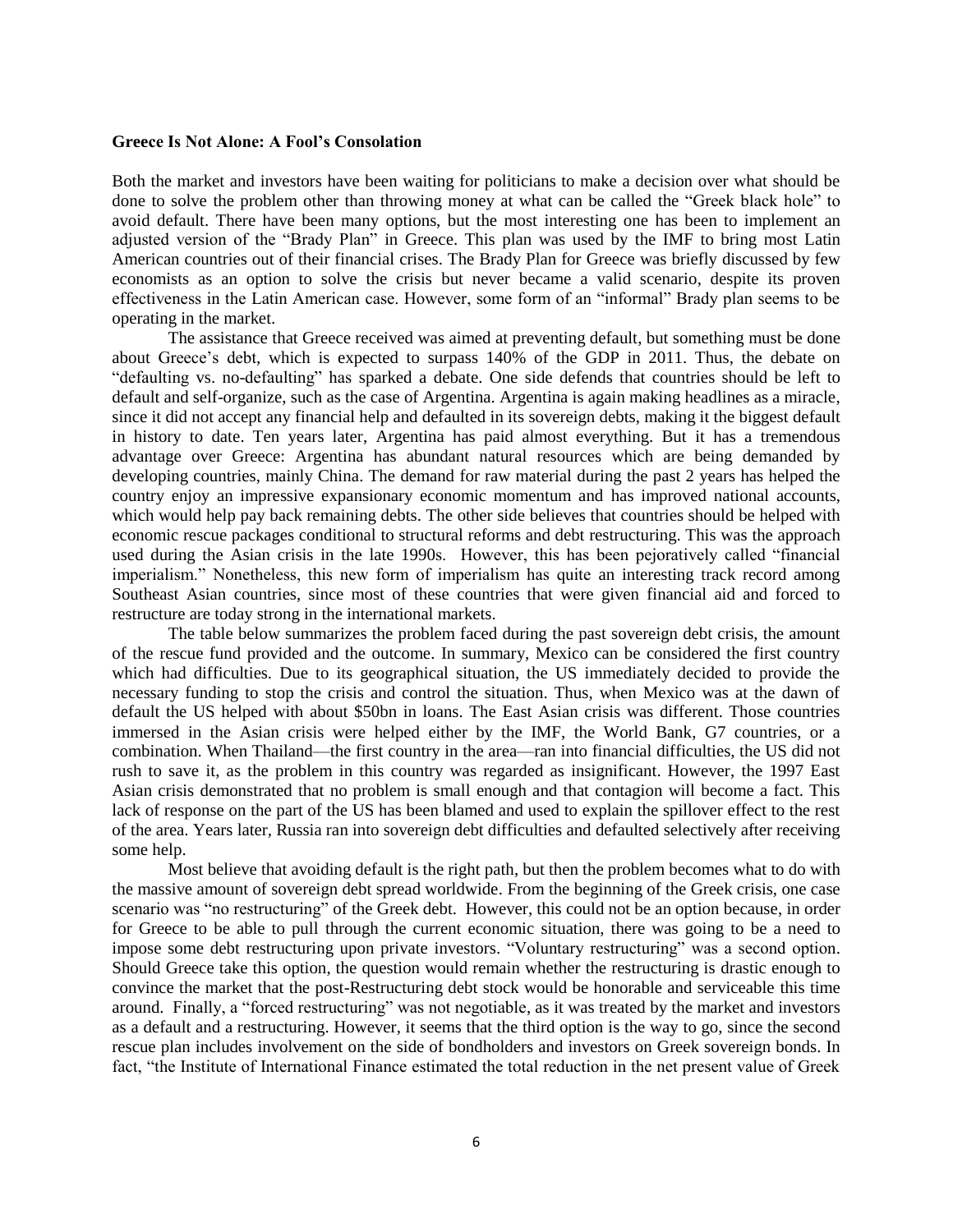**Greece Is Not Alone: A Fool's Consolation**

Both the market and investors have been waiting for politicians to make a decision over what should be done to solve the problem other than throwing money at what can be called the "Greek black hole" to avoid default. There have been many options, but the most interesting one has been to implement an adjusted version of the "Brady Plan" in Greece. This plan was used by the IMF to bring most Latin American countries out of their financial crises. The Brady Plan for Greece was briefly discussed by few economists as an option to solve the crisis but never became a valid scenario, despite its proven effectiveness in the Latin American case. However, some form of an "informal" Brady plan seems to be operating in the market.

The assistance that Greece received was aimed at preventing default, but something must be done about Greece's debt, which is expected to surpass 140% of the GDP in 2011. Thus, the debate on "defaulting vs. no-defaulting" has sparked a debate. One side defends that countries should be left to default and self-organize, such as the case of Argentina. Argentina is again making headlines as a miracle, since it did not accept any financial help and defaulted in its sovereign debts, making it the biggest default in history to date. Ten years later, Argentina has paid almost everything. But it has a tremendous advantage over Greece: Argentina has abundant natural resources which are being demanded by developing countries, mainly China. The demand for raw material during the past 2 years has helped the country enjoy an impressive expansionary economic momentum and has improved national accounts, which would help pay back remaining debts. The other side believes that countries should be helped with economic rescue packages conditional to structural reforms and debt restructuring. This was the approach used during the Asian crisis in the late 1990s. However, this has been pejoratively called "financial imperialism." Nonetheless, this new form of imperialism has quite an interesting track record among Southeast Asian countries, since most of these countries that were given financial aid and forced to restructure are today strong in the international markets.

The table below summarizes the problem faced during the past sovereign debt crisis, the amount of the rescue fund provided and the outcome. In summary, Mexico can be considered the first country which had difficulties. Due to its geographical situation, the US immediately decided to provide the necessary funding to stop the crisis and control the situation. Thus, when Mexico was at the dawn of default the US helped with about \$50bn in loans. The East Asian crisis was different. Those countries immersed in the Asian crisis were helped either by the IMF, the World Bank, G7 countries, or a combination. When Thailand—the first country in the area—ran into financial difficulties, the US did not rush to save it, as the problem in this country was regarded as insignificant. However, the 1997 East Asian crisis demonstrated that no problem is small enough and that contagion will become a fact. This lack of response on the part of the US has been blamed and used to explain the spillover effect to the rest of the area. Years later, Russia ran into sovereign debt difficulties and defaulted selectively after receiving some help.

Most believe that avoiding default is the right path, but then the problem becomes what to do with the massive amount of sovereign debt spread worldwide. From the beginning of the Greek crisis, one case scenario was "no restructuring" of the Greek debt. However, this could not be an option because, in order for Greece to be able to pull through the current economic situation, there was going to be a need to impose some debt restructuring upon private investors. "Voluntary restructuring" was a second option. Should Greece take this option, the question would remain whether the restructuring is drastic enough to convince the market that the post-Restructuring debt stock would be honorable and serviceable this time around. Finally, a "forced restructuring" was not negotiable, as it was treated by the market and investors as a default and a restructuring. However, it seems that the third option is the way to go, since the second rescue plan includes involvement on the side of bondholders and investors on Greek sovereign bonds. In fact, "the Institute of International Finance estimated the total reduction in the net present value of Greek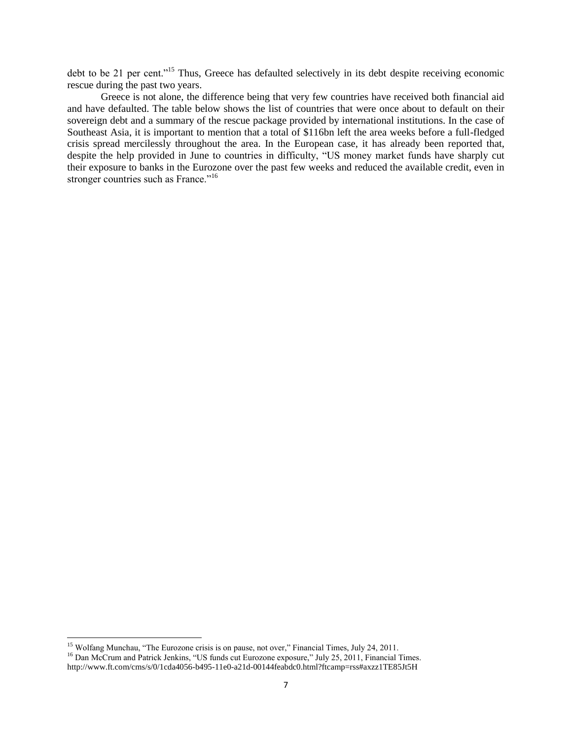debt to be 21 per cent."[15] Thus, Greece has defaulted selectively in its debt despite receiving economic rescue during the past two years.

Greece is not alone, the difference being that very few countries have received both financial aid and have defaulted. The table below shows the list of countries that were once about to default on their sovereign debt and a summary of the rescue package provided by international institutions. In the case of Southeast Asia, it is important to mention that a total of $116bn left the area weeks before a full-fledged crisis spread mercilessly throughout the area. In the European case, it has already been reported that, despite the help provided in June to countries in difficulty, "US money market funds have sharply cut their exposure to banks in the Eurozone over the past few weeks and reduced the available credit, even in stronger countries such as France."[16]

---

[15] Wolfgang Munchau, "The Eurozone crisis is on pause, not over," Financial Times, July 24, 2011.

[16] Dan McCrum and Patrick Jenkins, "US funds cut Eurozone exposure," July 25, 2011, Financial Times. http://www.ft.com/cms/s/0/1cda4056-b495-11e0-a21d-00144feabdc0.html?ftcamp=rss#axzz1TE85Jt5H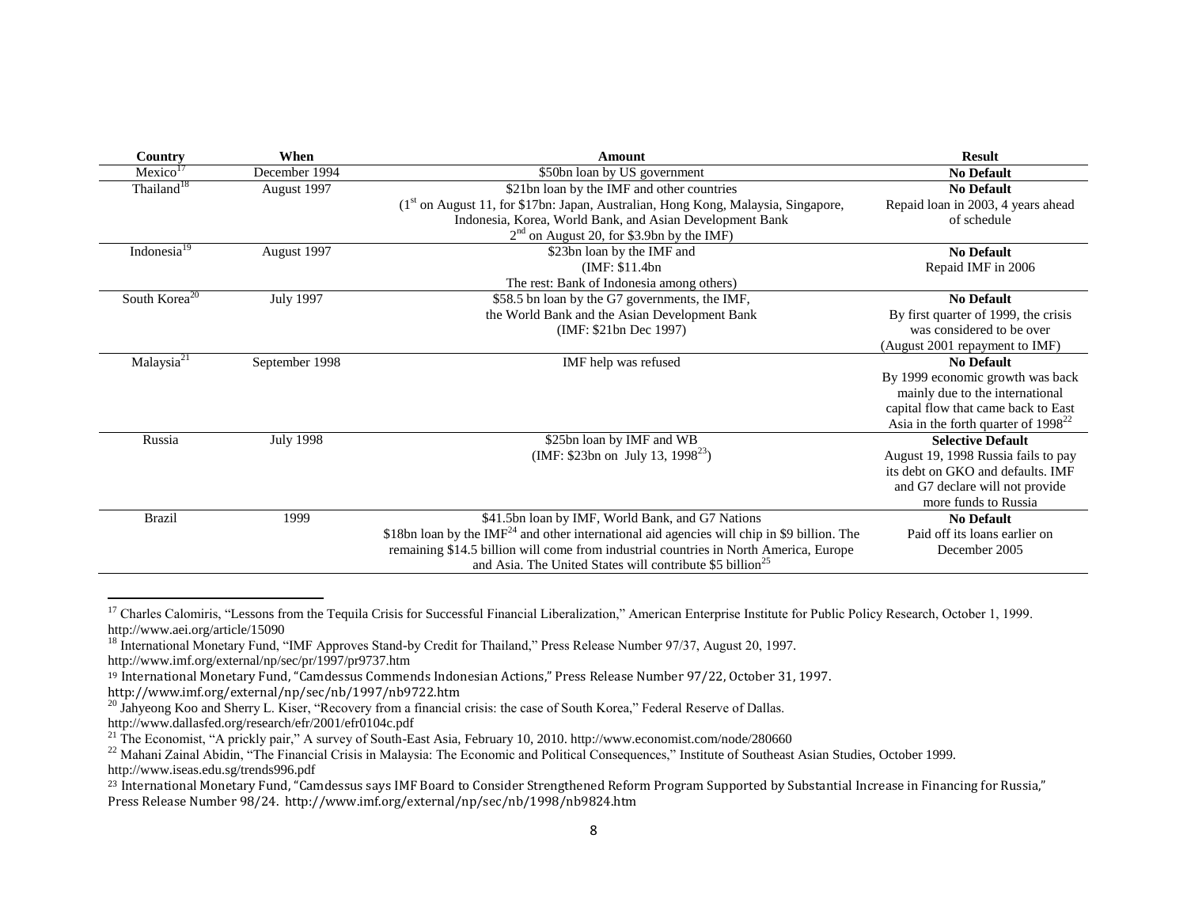| Country | When | Amount | Result |
|---|---|---|---|
| Mexico[17] | December 1994 | \$50bn loan by US government | **No Default** |
| Thailand[18] | August 1997 | \$21bn loan by the IMF and other countries (1st on August 11, for \$17bn: Japan, Australian, Hong Kong, Malaysia, Singapore, Indonesia, Korea, World Bank, and Asian Development Bank 2nd on August 20, for \$3.9bn by the IMF) | **No Default** Repaid loan in 2003, 4 years ahead of schedule |
| Indonesia[19] | August 1997 | \$23bn loan by the IMF and (IMF: \$11.4bn The rest: Bank of Indonesia among others) | **No Default** Repaid IMF in 2006 |
| South Korea[20] | July 1997 | \$58.5 bn loan by the G7 governments, the IMF, the World Bank and the Asian Development Bank (IMF: \$21bn Dec 1997) | **No Default** By first quarter of 1999, the crisis was considered to be over (August 2001 repayment to IMF) |
| Malaysia[21] | September 1998 | IMF help was refused | **No Default** By 1999 economic growth was back mainly due to the international capital flow that came back to East Asia in the forth quarter of 1998[22] |
| Russia | July 1998 | \$25bn loan by IMF and WB (IMF: \$23bn on July 13, 1998[23]) | **Selective Default** August 19, 1998 Russia fails to pay its debt on GKO and defaults. IMF and G7 declare will not provide more funds to Russia |
| Brazil | 1999 | \$41.5bn loan by IMF, World Bank, and G7 Nations \$18bn loan by the IMF[24] and other international aid agencies will chip in \$9 billion. The remaining \$14.5 billion will come from industrial countries in North America, Europe and Asia. The United States will contribute \$5 billion[25] | **No Default** Paid off its loans earlier on December 2005 |

---

[17] Charles Calomiris, "Lessons from the Tequila Crisis for Successful Financial Liberalization," American Enterprise Institute for Public Policy Research, October 1, 1999. http://www.aei.org/article/15090

[18] International Monetary Fund, "IMF Approves Stand-by Credit for Thailand," Press Release Number 97/37, August 20, 1997. http://www.imf.org/external/np/sec/pr/1997/pr9737.htm

[19] International Monetary Fund, "Camdessus Commends Indonesian Actions," Press Release Number 97/22, October 31, 1997. http://www.imf.org/external/np/sec/nb/1997/nb9722.htm

[20] Jahyeong Koo and Sherry L. Kiser, "Recovery from a financial crisis: the case of South Korea," Federal Reserve of Dallas. http://www.dallasfed.org/research/efr/2001/efr0104c.pdf

[21] The Economist, "A prickly pair," A survey of South-East Asia, February 10, 2010. http://www.economist.com/node/280660

[22] Mahani Zainal Abidin, "The Financial Crisis in Malaysia: The Economic and Political Consequences," Institute of Southeast Asian Studies, October 1999. http://www.iseas.edu.sg/trends996.pdf

[23] International Monetary Fund, "Camdessus says IMF Board to Consider Strengthened Reform Program Supported by Substantial Increase in Financing for Russia," Press Release Number 98/24. http://www.imf.org/external/np/sec/nb/1998/nb9824.htm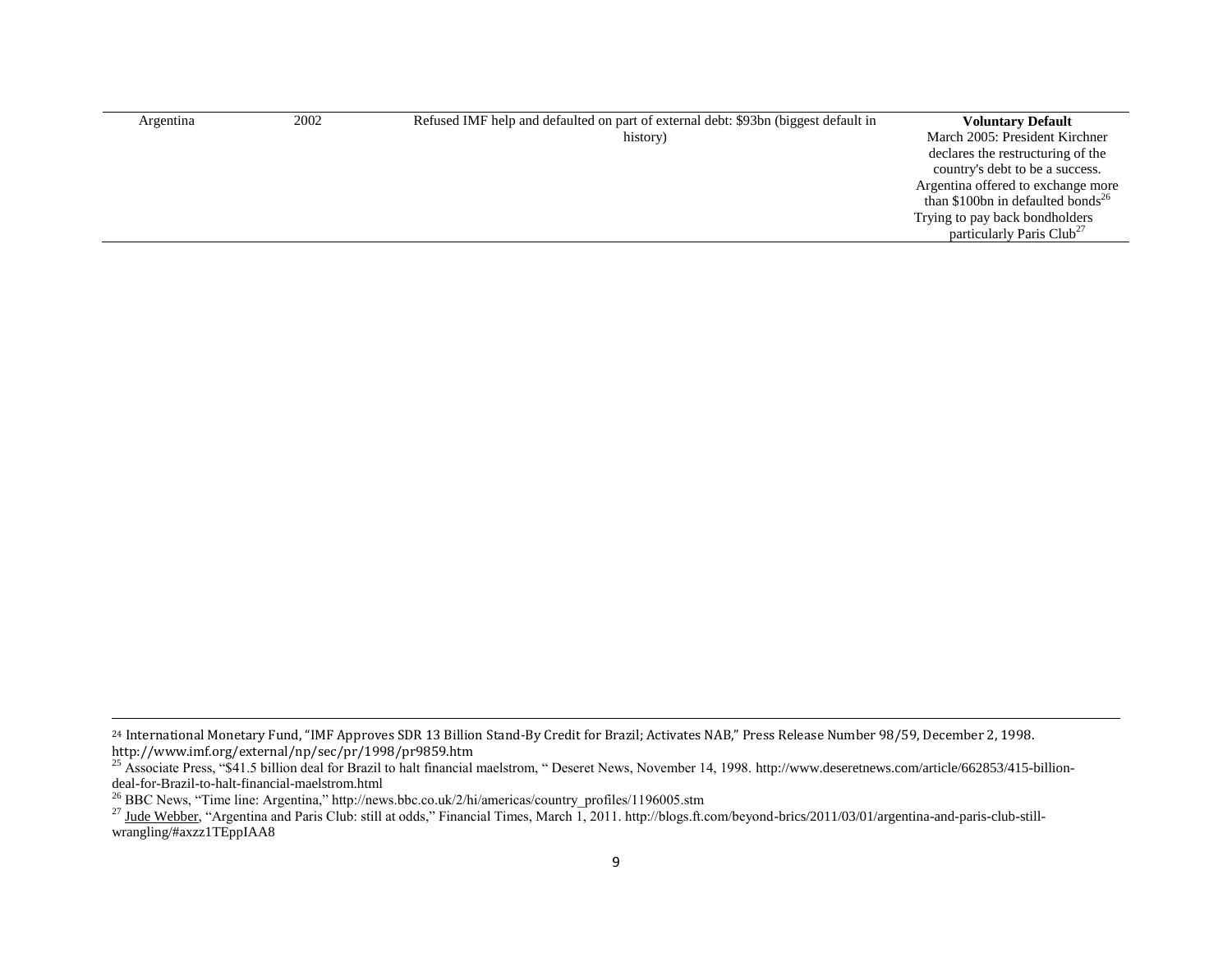| | | | |
|---|---|---|---|
| Argentina | 2002 | Refused IMF help and defaulted on part of external debt: $93bn (biggest default in history) | **Voluntary Default**<br>March 2005: President Kirchner declares the restructuring of the country's debt to be a success. Argentina offered to exchange more than $100bn in defaulted bonds[26]<br>Trying to pay back bondholders particularly Paris Club[27] |

---

[24] International Monetary Fund, "IMF Approves SDR 13 Billion Stand-By Credit for Brazil; Activates NAB," Press Release Number 98/59, December 2, 1998. http://www.imf.org/external/np/sec/pr/1998/pr9859.htm

[25] Associate Press, "$41.5 billion deal for Brazil to halt financial maelstrom, " Deseret News, November 14, 1998. http://www.deseretnews.com/article/662853/415-billion-deal-for-Brazil-to-halt-financial-maelstrom.html

[26] BBC News, "Time line: Argentina," http://news.bbc.co.uk/2/hi/americas/country_profiles/1196005.stm

[27] Jude Webber, "Argentina and Paris Club: still at odds," Financial Times, March 1, 2011. http://blogs.ft.com/beyond-brics/2011/03/01/argentina-and-paris-club-still-wrangling/#axzz1TEppIAA8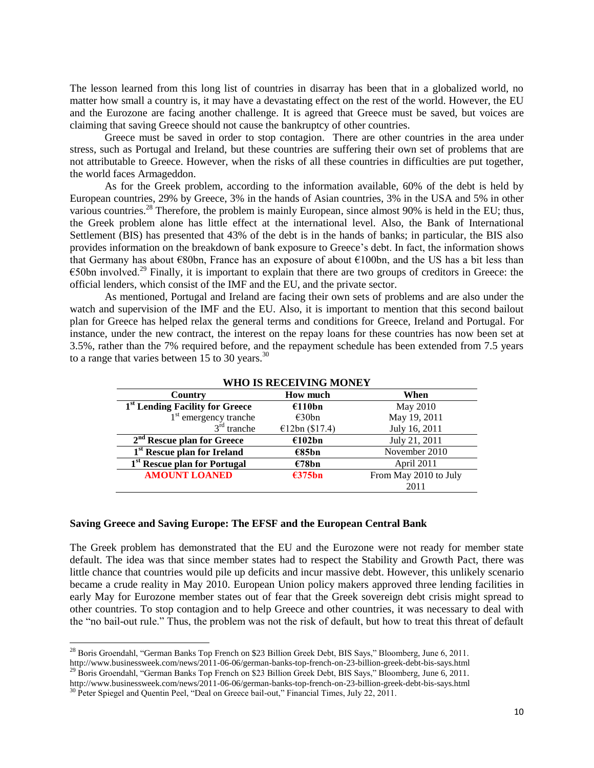The lesson learned from this long list of countries in disarray has been that in a globalized world, no matter how small a country is, it may have a devastating effect on the rest of the world. However, the EU and the Eurozone are facing another challenge. It is agreed that Greece must be saved, but voices are claiming that saving Greece should not cause the bankruptcy of other countries.

Greece must be saved in order to stop contagion. There are other countries in the area under stress, such as Portugal and Ireland, but these countries are suffering their own set of problems that are not attributable to Greece. However, when the risks of all these countries in difficulties are put together, the world faces Armageddon.

As for the Greek problem, according to the information available, 60% of the debt is held by European countries, 29% by Greece, 3% in the hands of Asian countries, 3% in the USA and 5% in other various countries.[28] Therefore, the problem is mainly European, since almost 90% is held in the EU; thus, the Greek problem alone has little effect at the international level. Also, the Bank of International Settlement (BIS) has presented that 43% of the debt is in the hands of banks; in particular, the BIS also provides information on the breakdown of bank exposure to Greece's debt. In fact, the information shows that Germany has about €80bn, France has an exposure of about €100bn, and the US has a bit less than €50bn involved.[29] Finally, it is important to explain that there are two groups of creditors in Greece: the official lenders, which consist of the IMF and the EU, and the private sector.

As mentioned, Portugal and Ireland are facing their own sets of problems and are also under the watch and supervision of the IMF and the EU. Also, it is important to mention that this second bailout plan for Greece has helped relax the general terms and conditions for Greece, Ireland and Portugal. For instance, under the new contract, the interest on the repay loans for these countries has now been set at 3.5%, rather than the 7% required before, and the repayment schedule has been extended from 7.5 years to a range that varies between 15 to 30 years.[30]

**WHO IS RECEIVING MONEY**

| Country | How much | When |
|---|---|---|
| **1st Lending Facility for Greece** | **€110bn** | May 2010 |
| 1st emergency tranche | €30bn | May 19, 2011 |
| 3rd tranche | €12bn ($17.4) | July 16, 2011 |
| **2nd Rescue plan for Greece** | **€102bn** | July 21, 2011 |
| **1st Rescue plan for Ireland** | **€85bn** | November 2010 |
| **1st Rescue plan for Portugal** | **€78bn** | April 2011 |
| **AMOUNT LOANED** | **€375bn** | From May 2010 to July 2011 |

### Saving Greece and Saving Europe: The EFSF and the European Central Bank

The Greek problem has demonstrated that the EU and the Eurozone were not ready for member state default. The idea was that since member states had to respect the Stability and Growth Pact, there was little chance that countries would pile up deficits and incur massive debt. However, this unlikely scenario became a crude reality in May 2010. European Union policy makers approved three lending facilities in early May for Eurozone member states out of fear that the Greek sovereign debt crisis might spread to other countries. To stop contagion and to help Greece and other countries, it was necessary to deal with the "no bail-out rule." Thus, the problem was not the risk of default, but how to treat this threat of default

---

[28] Boris Groendahl, "German Banks Top French on $23 Billion Greek Debt, BIS Says," Bloomberg, June 6, 2011. http://www.businessweek.com/news/2011-06-06/german-banks-top-french-on-23-billion-greek-debt-bis-says.html

[29] Boris Groendahl, "German Banks Top French on $23 Billion Greek Debt, BIS Says," Bloomberg, June 6, 2011. http://www.businessweek.com/news/2011-06-06/german-banks-top-french-on-23-billion-greek-debt-bis-says.html

[30] Peter Spiegel and Quentin Peel, "Deal on Greece bail-out," Financial Times, July 22, 2011.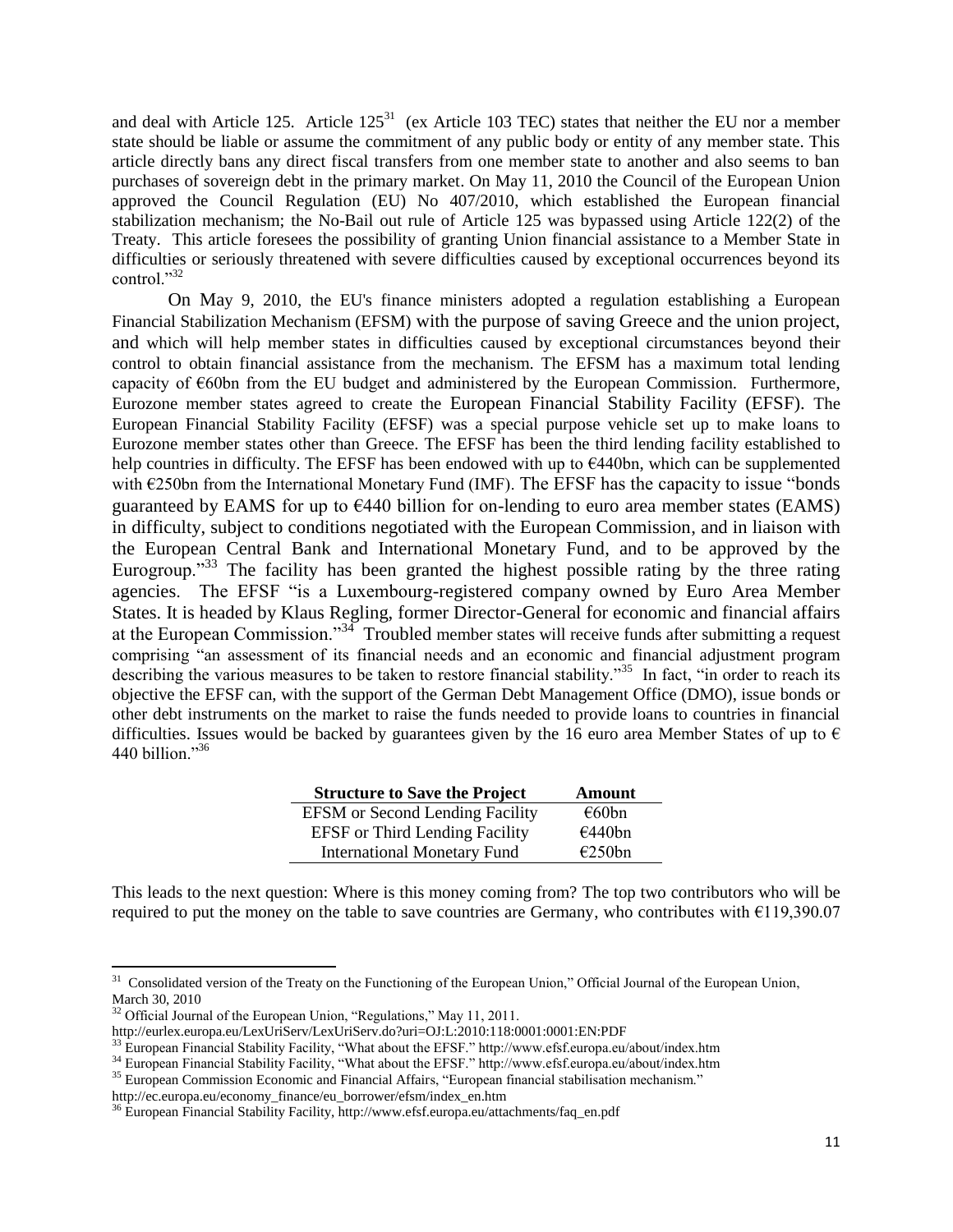and deal with Article 125. Article 125[31] (ex Article 103 TEC) states that neither the EU nor a member state should be liable or assume the commitment of any public body or entity of any member state. This article directly bans any direct fiscal transfers from one member state to another and also seems to ban purchases of sovereign debt in the primary market. On May 11, 2010 the Council of the European Union approved the Council Regulation (EU) No 407/2010, which established the European financial stabilization mechanism; the No-Bail out rule of Article 125 was bypassed using Article 122(2) of the Treaty. This article foresees the possibility of granting Union financial assistance to a Member State in difficulties or seriously threatened with severe difficulties caused by exceptional occurrences beyond its control."[32]

On May 9, 2010, the EU's finance ministers adopted a regulation establishing a European Financial Stabilization Mechanism (EFSM) with the purpose of saving Greece and the union project, and which will help member states in difficulties caused by exceptional circumstances beyond their control to obtain financial assistance from the mechanism. The EFSM has a maximum total lending capacity of €60bn from the EU budget and administered by the European Commission. Furthermore, Eurozone member states agreed to create the European Financial Stability Facility (EFSF). The European Financial Stability Facility (EFSF) was a special purpose vehicle set up to make loans to Eurozone member states other than Greece. The EFSF has been the third lending facility established to help countries in difficulty. The EFSF has been endowed with up to €440bn, which can be supplemented with €250bn from the International Monetary Fund (IMF). The EFSF has the capacity to issue "bonds guaranteed by EAMS for up to €440 billion for on-lending to euro area member states (EAMS) in difficulty, subject to conditions negotiated with the European Commission, and in liaison with the European Central Bank and International Monetary Fund, and to be approved by the Eurogroup."[33] The facility has been granted the highest possible rating by the three rating agencies. The EFSF "is a Luxembourg-registered company owned by Euro Area Member States. It is headed by Klaus Regling, former Director-General for economic and financial affairs at the European Commission."[34] Troubled member states will receive funds after submitting a request comprising "an assessment of its financial needs and an economic and financial adjustment program describing the various measures to be taken to restore financial stability."[35] In fact, "in order to reach its objective the EFSF can, with the support of the German Debt Management Office (DMO), issue bonds or other debt instruments on the market to raise the funds needed to provide loans to countries in financial difficulties. Issues would be backed by guarantees given by the 16 euro area Member States of up to € 440 billion."[36]

| Structure to Save the Project | Amount |
|---|---|
| EFSM or Second Lending Facility | €60bn |
| EFSF or Third Lending Facility | €440bn |
| International Monetary Fund | €250bn |

This leads to the next question: Where is this money coming from? The top two contributors who will be required to put the money on the table to save countries are Germany, who contributes with €119,390.07

---

[31] Consolidated version of the Treaty on the Functioning of the European Union," Official Journal of the European Union, March 30, 2010

[32] Official Journal of the European Union, "Regulations," May 11, 2011. http://eurlex.europa.eu/LexUriServ/LexUriServ.do?uri=OJ:L:2010:118:0001:0001:EN:PDF

[33] European Financial Stability Facility, "What about the EFSF." http://www.efsf.europa.eu/about/index.htm

[34] European Financial Stability Facility, "What about the EFSF." http://www.efsf.europa.eu/about/index.htm

[35] European Commission Economic and Financial Affairs, "European financial stabilisation mechanism." http://ec.europa.eu/economy_finance/eu_borrower/efsm/index_en.htm

[36] European Financial Stability Facility, http://www.efsf.europa.eu/attachments/faq_en.pdf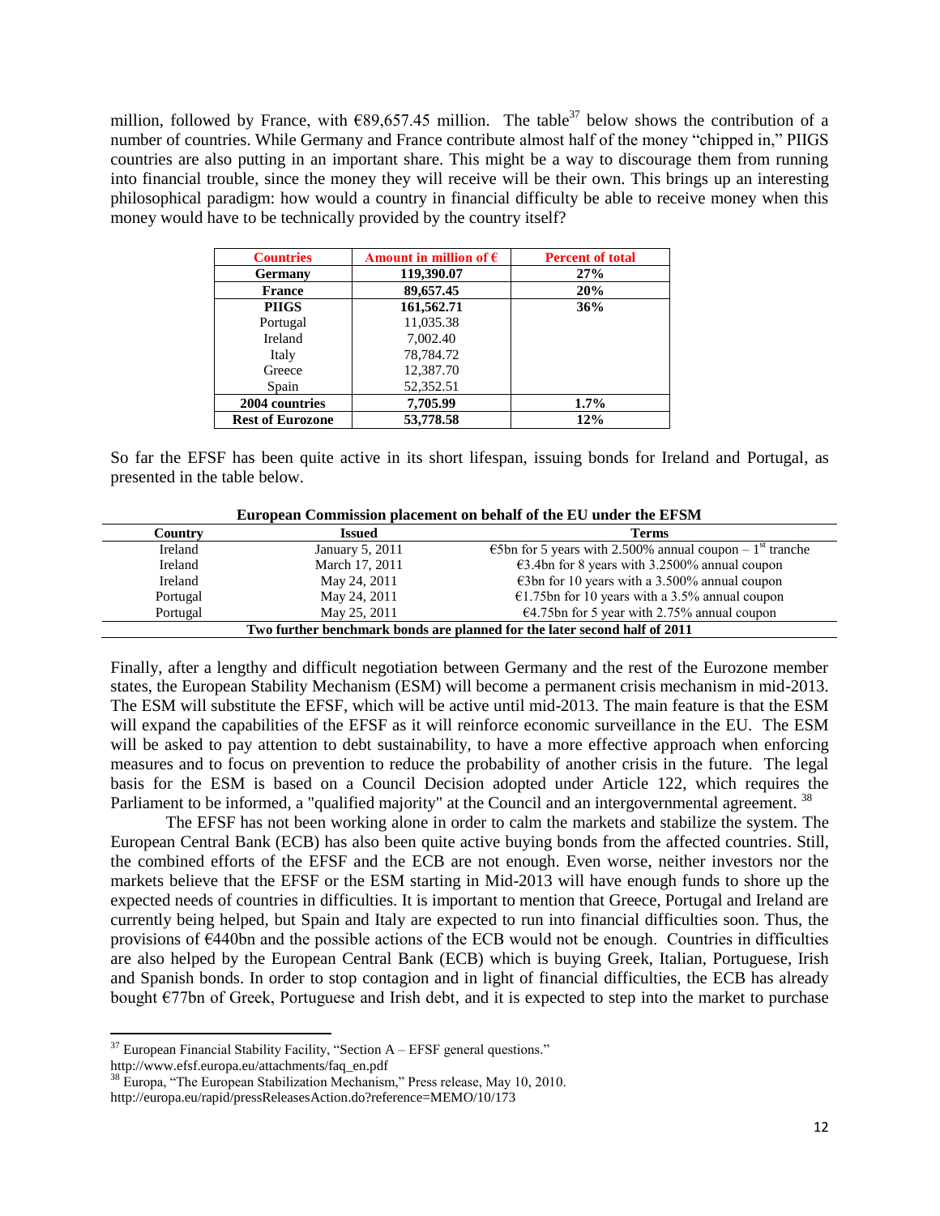million, followed by France, with €89,657.45 million. The table[37] below shows the contribution of a number of countries. While Germany and France contribute almost half of the money "chipped in," PIIGS countries are also putting in an important share. This might be a way to discourage them from running into financial trouble, since the money they will receive will be their own. This brings up an interesting philosophical paradigm: how would a country in financial difficulty be able to receive money when this money would have to be technically provided by the country itself?

| Countries | Amount in million of € | Percent of total |
|---|---|---|
| **Germany** | **119,390.07** | **27%** |
| **France** | **89,657.45** | **20%** |
| **PIIGS** | **161,562.71** | **36%** |
| Portugal | 11,035.38 | |
| Ireland | 7,002.40 | |
| Italy | 78,784.72 | |
| Greece | 12,387.70 | |
| Spain | 52,352.51 | |
| **2004 countries** | **7,705.99** | **1.7%** |
| **Rest of Eurozone** | **53,778.58** | **12%** |

So far the EFSF has been quite active in its short lifespan, issuing bonds for Ireland and Portugal, as presented in the table below.

**European Commission placement on behalf of the EU under the EFSM**

| Country | Issued | Terms |
|---|---|---|
| Ireland | January 5, 2011 | €5bn for 5 years with 2.500% annual coupon – 1st tranche |
| Ireland | March 17, 2011 | €3.4bn for 8 years with 3.2500% annual coupon |
| Ireland | May 24, 2011 | €3bn for 10 years with a 3.500% annual coupon |
| Portugal | May 24, 2011 | €1.75bn for 10 years with a 3.5% annual coupon |
| Portugal | May 25, 2011 | €4.75bn for 5 year with 2.75% annual coupon |
| **Two further benchmark bonds are planned for the later second half of 2011** | | |

Finally, after a lengthy and difficult negotiation between Germany and the rest of the Eurozone member states, the European Stability Mechanism (ESM) will become a permanent crisis mechanism in mid-2013. The ESM will substitute the EFSF, which will be active until mid-2013. The main feature is that the ESM will expand the capabilities of the EFSF as it will reinforce economic surveillance in the EU. The ESM will be asked to pay attention to debt sustainability, to have a more effective approach when enforcing measures and to focus on prevention to reduce the probability of another crisis in the future. The legal basis for the ESM is based on a Council Decision adopted under Article 122, which requires the Parliament to be informed, a "qualified majority" at the Council and an intergovernmental agreement. [38]

The EFSF has not been working alone in order to calm the markets and stabilize the system. The European Central Bank (ECB) has also been quite active buying bonds from the affected countries. Still, the combined efforts of the EFSF and the ECB are not enough. Even worse, neither investors nor the markets believe that the EFSF or the ESM starting in Mid-2013 will have enough funds to shore up the expected needs of countries in difficulties. It is important to mention that Greece, Portugal and Ireland are currently being helped, but Spain and Italy are expected to run into financial difficulties soon. Thus, the provisions of €440bn and the possible actions of the ECB would not be enough. Countries in difficulties are also helped by the European Central Bank (ECB) which is buying Greek, Italian, Portuguese, Irish and Spanish bonds. In order to stop contagion and in light of financial difficulties, the ECB has already bought €77bn of Greek, Portuguese and Irish debt, and it is expected to step into the market to purchase

---

[37] European Financial Stability Facility, "Section A – EFSF general questions." http://www.efsf.europa.eu/attachments/faq_en.pdf

[38] Europa, "The European Stabilization Mechanism," Press release, May 10, 2010. http://europa.eu/rapid/pressReleasesAction.do?reference=MEMO/10/173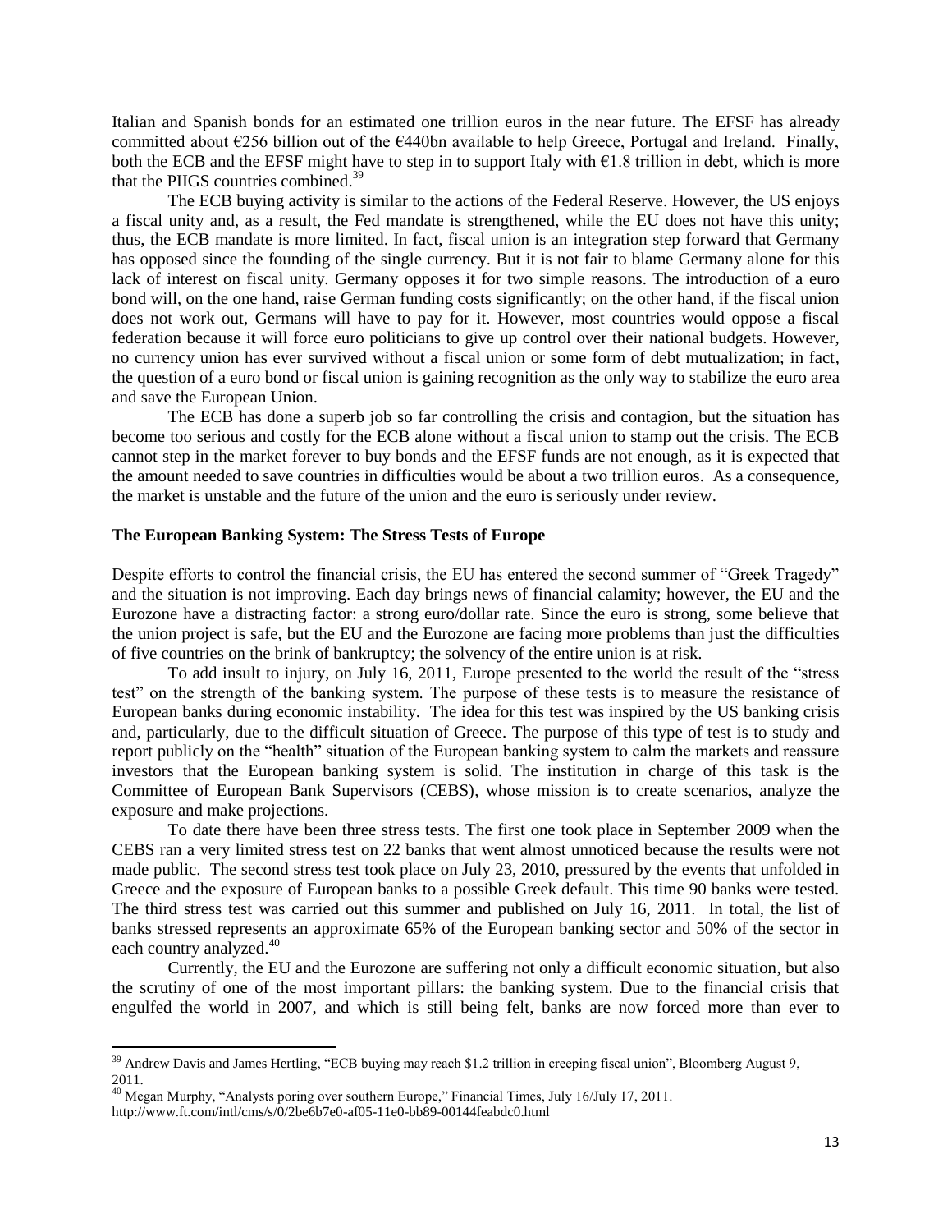Italian and Spanish bonds for an estimated one trillion euros in the near future. The EFSF has already committed about €256 billion out of the €440bn available to help Greece, Portugal and Ireland. Finally, both the ECB and the EFSF might have to step in to support Italy with €1.8 trillion in debt, which is more that the PIIGS countries combined.[39]

The ECB buying activity is similar to the actions of the Federal Reserve. However, the US enjoys a fiscal unity and, as a result, the Fed mandate is strengthened, while the EU does not have this unity; thus, the ECB mandate is more limited. In fact, fiscal union is an integration step forward that Germany has opposed since the founding of the single currency. But it is not fair to blame Germany alone for this lack of interest on fiscal unity. Germany opposes it for two simple reasons. The introduction of a euro bond will, on the one hand, raise German funding costs significantly; on the other hand, if the fiscal union does not work out, Germans will have to pay for it. However, most countries would oppose a fiscal federation because it will force euro politicians to give up control over their national budgets. However, no currency union has ever survived without a fiscal union or some form of debt mutualization; in fact, the question of a euro bond or fiscal union is gaining recognition as the only way to stabilize the euro area and save the European Union.

The ECB has done a superb job so far controlling the crisis and contagion, but the situation has become too serious and costly for the ECB alone without a fiscal union to stamp out the crisis. The ECB cannot step in the market forever to buy bonds and the EFSF funds are not enough, as it is expected that the amount needed to save countries in difficulties would be about a two trillion euros. As a consequence, the market is unstable and the future of the union and the euro is seriously under review.

**The European Banking System: The Stress Tests of Europe**

Despite efforts to control the financial crisis, the EU has entered the second summer of "Greek Tragedy" and the situation is not improving. Each day brings news of financial calamity; however, the EU and the Eurozone have a distracting factor: a strong euro/dollar rate. Since the euro is strong, some believe that the union project is safe, but the EU and the Eurozone are facing more problems than just the difficulties of five countries on the brink of bankruptcy; the solvency of the entire union is at risk.

To add insult to injury, on July 16, 2011, Europe presented to the world the result of the "stress test" on the strength of the banking system. The purpose of these tests is to measure the resistance of European banks during economic instability. The idea for this test was inspired by the US banking crisis and, particularly, due to the difficult situation of Greece. The purpose of this type of test is to study and report publicly on the "health" situation of the European banking system to calm the markets and reassure investors that the European banking system is solid. The institution in charge of this task is the Committee of European Bank Supervisors (CEBS), whose mission is to create scenarios, analyze the exposure and make projections.

To date there have been three stress tests. The first one took place in September 2009 when the CEBS ran a very limited stress test on 22 banks that went almost unnoticed because the results were not made public. The second stress test took place on July 23, 2010, pressured by the events that unfolded in Greece and the exposure of European banks to a possible Greek default. This time 90 banks were tested. The third stress test was carried out this summer and published on July 16, 2011. In total, the list of banks stressed represents an approximate 65% of the European banking sector and 50% of the sector in each country analyzed.[40]

Currently, the EU and the Eurozone are suffering not only a difficult economic situation, but also the scrutiny of one of the most important pillars: the banking system. Due to the financial crisis that engulfed the world in 2007, and which is still being felt, banks are now forced more than ever to

---

[39] Andrew Davis and James Hertling, "ECB buying may reach $1.2 trillion in creeping fiscal union", Bloomberg August 9, 2011.

[40] Megan Murphy, "Analysts poring over southern Europe," Financial Times, July 16/July 17, 2011. http://www.ft.com/intl/cms/s/0/2be6b7e0-af05-11e0-bb89-00144feabdc0.html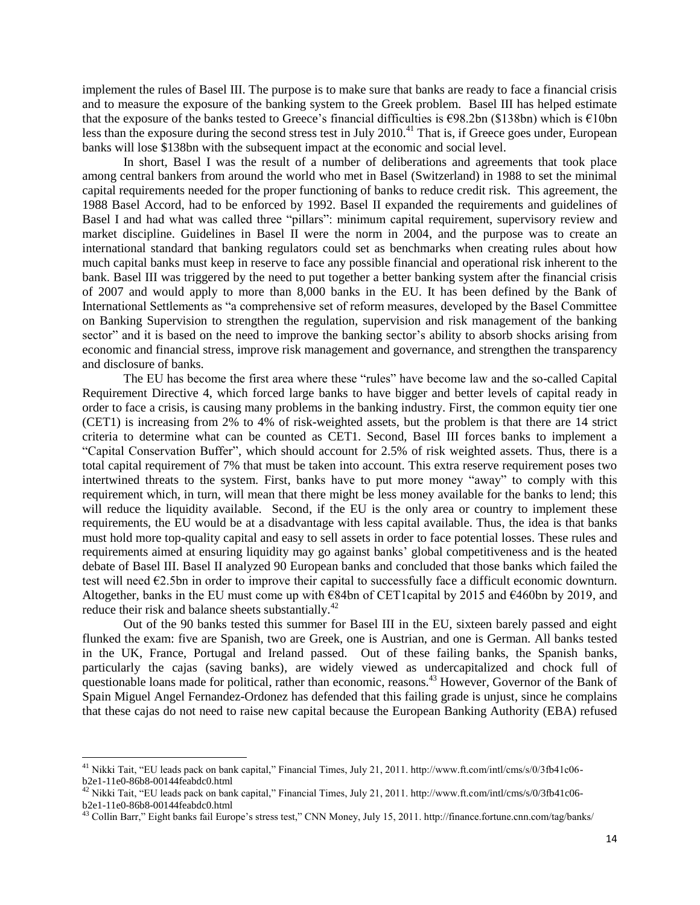implement the rules of Basel III. The purpose is to make sure that banks are ready to face a financial crisis and to measure the exposure of the banking system to the Greek problem. Basel III has helped estimate that the exposure of the banks tested to Greece's financial difficulties is €98.2bn ($138bn) which is €10bn less than the exposure during the second stress test in July 2010.[41] That is, if Greece goes under, European banks will lose $138bn with the subsequent impact at the economic and social level.

In short, Basel I was the result of a number of deliberations and agreements that took place among central bankers from around the world who met in Basel (Switzerland) in 1988 to set the minimal capital requirements needed for the proper functioning of banks to reduce credit risk. This agreement, the 1988 Basel Accord, had to be enforced by 1992. Basel II expanded the requirements and guidelines of Basel I and had what was called three "pillars": minimum capital requirement, supervisory review and market discipline. Guidelines in Basel II were the norm in 2004, and the purpose was to create an international standard that banking regulators could set as benchmarks when creating rules about how much capital banks must keep in reserve to face any possible financial and operational risk inherent to the bank. Basel III was triggered by the need to put together a better banking system after the financial crisis of 2007 and would apply to more than 8,000 banks in the EU. It has been defined by the Bank of International Settlements as "a comprehensive set of reform measures, developed by the Basel Committee on Banking Supervision to strengthen the regulation, supervision and risk management of the banking sector" and it is based on the need to improve the banking sector's ability to absorb shocks arising from economic and financial stress, improve risk management and governance, and strengthen the transparency and disclosure of banks.

The EU has become the first area where these "rules" have become law and the so-called Capital Requirement Directive 4, which forced large banks to have bigger and better levels of capital ready in order to face a crisis, is causing many problems in the banking industry. First, the common equity tier one (CET1) is increasing from 2% to 4% of risk-weighted assets, but the problem is that there are 14 strict criteria to determine what can be counted as CET1. Second, Basel III forces banks to implement a "Capital Conservation Buffer", which should account for 2.5% of risk weighted assets. Thus, there is a total capital requirement of 7% that must be taken into account. This extra reserve requirement poses two intertwined threats to the system. First, banks have to put more money "away" to comply with this requirement which, in turn, will mean that there might be less money available for the banks to lend; this will reduce the liquidity available. Second, if the EU is the only area or country to implement these requirements, the EU would be at a disadvantage with less capital available. Thus, the idea is that banks must hold more top-quality capital and easy to sell assets in order to face potential losses. These rules and requirements aimed at ensuring liquidity may go against banks' global competitiveness and is the heated debate of Basel III. Basel II analyzed 90 European banks and concluded that those banks which failed the test will need €2.5bn in order to improve their capital to successfully face a difficult economic downturn. Altogether, banks in the EU must come up with €84bn of CET1capital by 2015 and €460bn by 2019, and reduce their risk and balance sheets substantially.[42]

Out of the 90 banks tested this summer for Basel III in the EU, sixteen barely passed and eight flunked the exam: five are Spanish, two are Greek, one is Austrian, and one is German. All banks tested in the UK, France, Portugal and Ireland passed. Out of these failing banks, the Spanish banks, particularly the cajas (saving banks), are widely viewed as undercapitalized and chock full of questionable loans made for political, rather than economic, reasons.[43] However, Governor of the Bank of Spain Miguel Angel Fernandez-Ordonez has defended that this failing grade is unjust, since he complains that these cajas do not need to raise new capital because the European Banking Authority (EBA) refused

---

[41] Nikki Tait, "EU leads pack on bank capital," Financial Times, July 21, 2011. http://www.ft.com/intl/cms/s/0/3fb41c06-b2e1-11e0-86b8-00144feabdc0.html

[42] Nikki Tait, "EU leads pack on bank capital," Financial Times, July 21, 2011. http://www.ft.com/intl/cms/s/0/3fb41c06-b2e1-11e0-86b8-00144feabdc0.html

[43] Collin Barr," Eight banks fail Europe's stress test," CNN Money, July 15, 2011. http://finance.fortune.cnn.com/tag/banks/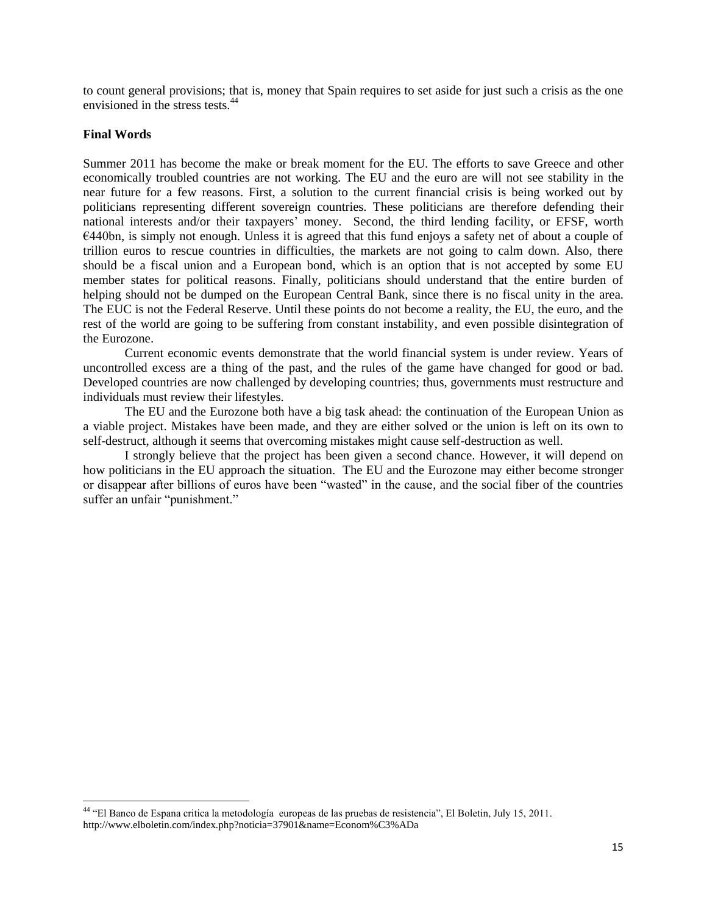to count general provisions; that is, money that Spain requires to set aside for just such a crisis as the one envisioned in the stress tests.[44]

**Final Words**

Summer 2011 has become the make or break moment for the EU. The efforts to save Greece and other economically troubled countries are not working. The EU and the euro are will not see stability in the near future for a few reasons. First, a solution to the current financial crisis is being worked out by politicians representing different sovereign countries. These politicians are therefore defending their national interests and/or their taxpayers' money. Second, the third lending facility, or EFSF, worth €440bn, is simply not enough. Unless it is agreed that this fund enjoys a safety net of about a couple of trillion euros to rescue countries in difficulties, the markets are not going to calm down. Also, there should be a fiscal union and a European bond, which is an option that is not accepted by some EU member states for political reasons. Finally, politicians should understand that the entire burden of helping should not be dumped on the European Central Bank, since there is no fiscal unity in the area. The EUC is not the Federal Reserve. Until these points do not become a reality, the EU, the euro, and the rest of the world are going to be suffering from constant instability, and even possible disintegration of the Eurozone.

Current economic events demonstrate that the world financial system is under review. Years of uncontrolled excess are a thing of the past, and the rules of the game have changed for good or bad. Developed countries are now challenged by developing countries; thus, governments must restructure and individuals must review their lifestyles.

The EU and the Eurozone both have a big task ahead: the continuation of the European Union as a viable project. Mistakes have been made, and they are either solved or the union is left on its own to self-destruct, although it seems that overcoming mistakes might cause self-destruction as well.

I strongly believe that the project has been given a second chance. However, it will depend on how politicians in the EU approach the situation. The EU and the Eurozone may either become stronger or disappear after billions of euros have been "wasted" in the cause, and the social fiber of the countries suffer an unfair "punishment."

---

[44] "El Banco de Espana critica la metodología europeas de las pruebas de resistencia", El Boletin, July 15, 2011. http://www.elboletin.com/index.php?noticia=37901&name=Econom%C3%ADa